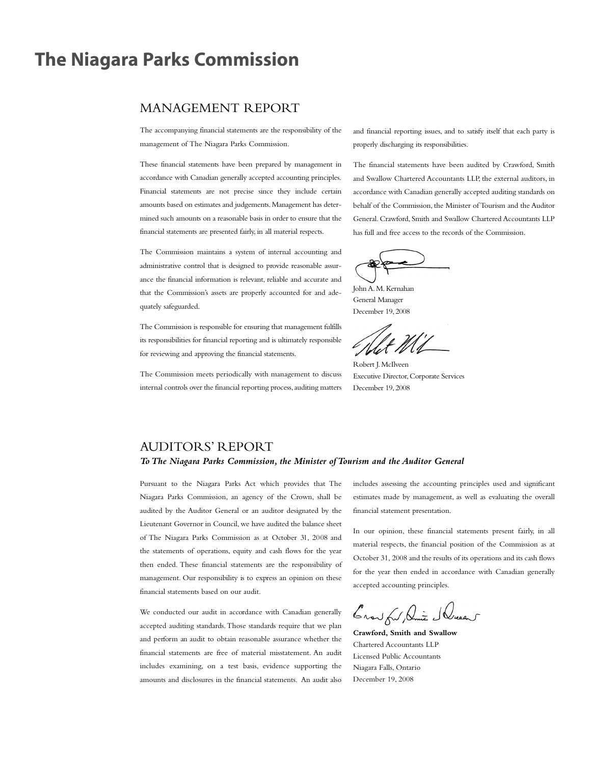# The Niagara Parks Commission

## MANAGEMENT REPORT

The accompanying financial statements are the responsibility of the management of The Niagara Parks Commission.

These financial statements have been prepared by management in accordance with Canadian generally accepted accounting principles. Financial statements are not precise since they include certain amounts based on estimates and judgements. Management has determined such amounts on a reasonable basis in order to ensure that the financial statements are presented fairly, in all material respects.

The Commission maintains a system of internal accounting and administrative control that is designed to provide reasonable assurance the financial information is relevant, reliable and accurate and that the Commission's assets are properly accounted for and adequately safeguarded.

The Commission is responsible for ensuring that management fulfills its responsibilities for financial reporting and is ultimately responsible for reviewing and approving the financial statements.

The Commission meets periodically with management to discuss internal controls over the financial reporting process, auditing matters and financial reporting issues, and to satisfy itself that each party is properly discharging its responsibilities.

The financial statements have been audited by Crawford, Smith and Swallow Chartered Accountants LLP, the external auditors, in accordance with Canadian generally accepted auditing standards on behalf of the Commission, the Minister of Tourism and the Auditor General. Crawford, Smith and Swallow Chartered Accountants LLP has full and free access to the records of the Commission.

John A. M. Kernahan
General Manager
December 19, 2008

Robert J. McIlveen
Executive Director, Corporate Services
December 19, 2008

## AUDITORS' REPORT

***To The Niagara Parks Commission, the Minister of Tourism and the Auditor General***

Pursuant to the Niagara Parks Act which provides that The Niagara Parks Commission, an agency of the Crown, shall be audited by the Auditor General or an auditor designated by the Lieutenant Governor in Council, we have audited the balance sheet of The Niagara Parks Commission as at October 31, 2008 and the statements of operations, equity and cash flows for the year then ended. These financial statements are the responsibility of management. Our responsibility is to express an opinion on these financial statements based on our audit.

We conducted our audit in accordance with Canadian generally accepted auditing standards. Those standards require that we plan and perform an audit to obtain reasonable assurance whether the financial statements are free of material misstatement. An audit includes examining, on a test basis, evidence supporting the amounts and disclosures in the financial statements. An audit also includes assessing the accounting principles used and significant estimates made by management, as well as evaluating the overall financial statement presentation.

In our opinion, these financial statements present fairly, in all material respects, the financial position of the Commission as at October 31, 2008 and the results of its operations and its cash flows for the year then ended in accordance with Canadian generally accepted accounting principles.

**Crawford, Smith and Swallow**
Chartered Accountants LLP
Licensed Public Accountants
Niagara Falls, Ontario
December 19, 2008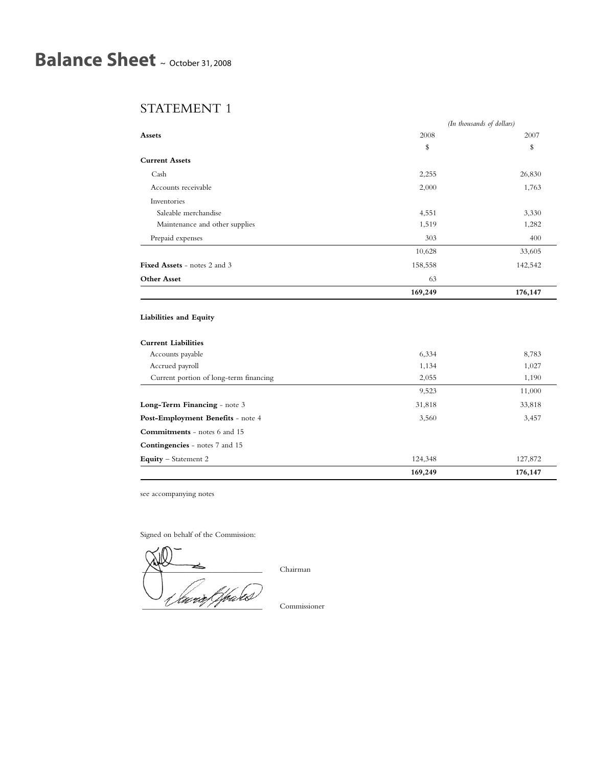# Balance Sheet ~ October 31, 2008

## STATEMENT 1

| | *(In thousands of dollars)* | |
|---|---|---|
| **Assets** | 2008 | 2007 |
| | $ | $ |
| **Current Assets** | | |
| Cash | 2,255 | 26,830 |
| Accounts receivable | 2,000 | 1,763 |
| Inventories | | |
| Saleable merchandise | 4,551 | 3,330 |
| Maintenance and other supplies | 1,519 | 1,282 |
| Prepaid expenses | 303 | 400 |
| | 10,628 | 33,605 |
| **Fixed Assets** - notes 2 and 3 | 158,558 | 142,542 |
| **Other Asset** | 63 | |
| | **169,249** | **176,147** |
| **Liabilities and Equity** | | |
| **Current Liabilities** | | |
| Accounts payable | 6,334 | 8,783 |
| Accrued payroll | 1,134 | 1,027 |
| Current portion of long-term financing | 2,055 | 1,190 |
| | 9,523 | 11,000 |
| **Long-Term Financing** - note 3 | 31,818 | 33,818 |
| **Post-Employment Benefits** - note 4 | 3,560 | 3,457 |
| **Commitments** - notes 6 and 15 | | |
| **Contingencies** - notes 7 and 15 | | |
| **Equity** – Statement 2 | 124,348 | 127,872 |
| | **169,249** | **176,147** |

see accompanying notes

Signed on behalf of the Commission:

Chairman

Commissioner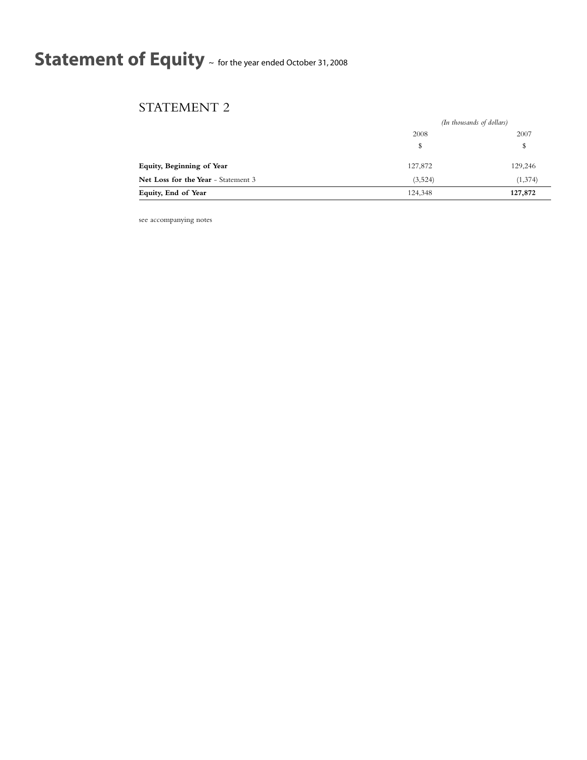# Statement of Equity ~ for the year ended October 31, 2008

## STATEMENT 2

| | *(In thousands of dollars)* | |
|---|---|---|
| | 2008 | 2007 |
| | $ | $ |
| **Equity, Beginning of Year** | 127,872 | 129,246 |
| **Net Loss for the Year** - Statement 3 | (3,524) | (1,374) |
| **Equity, End of Year** | 124,348 | **127,872** |

see accompanying notes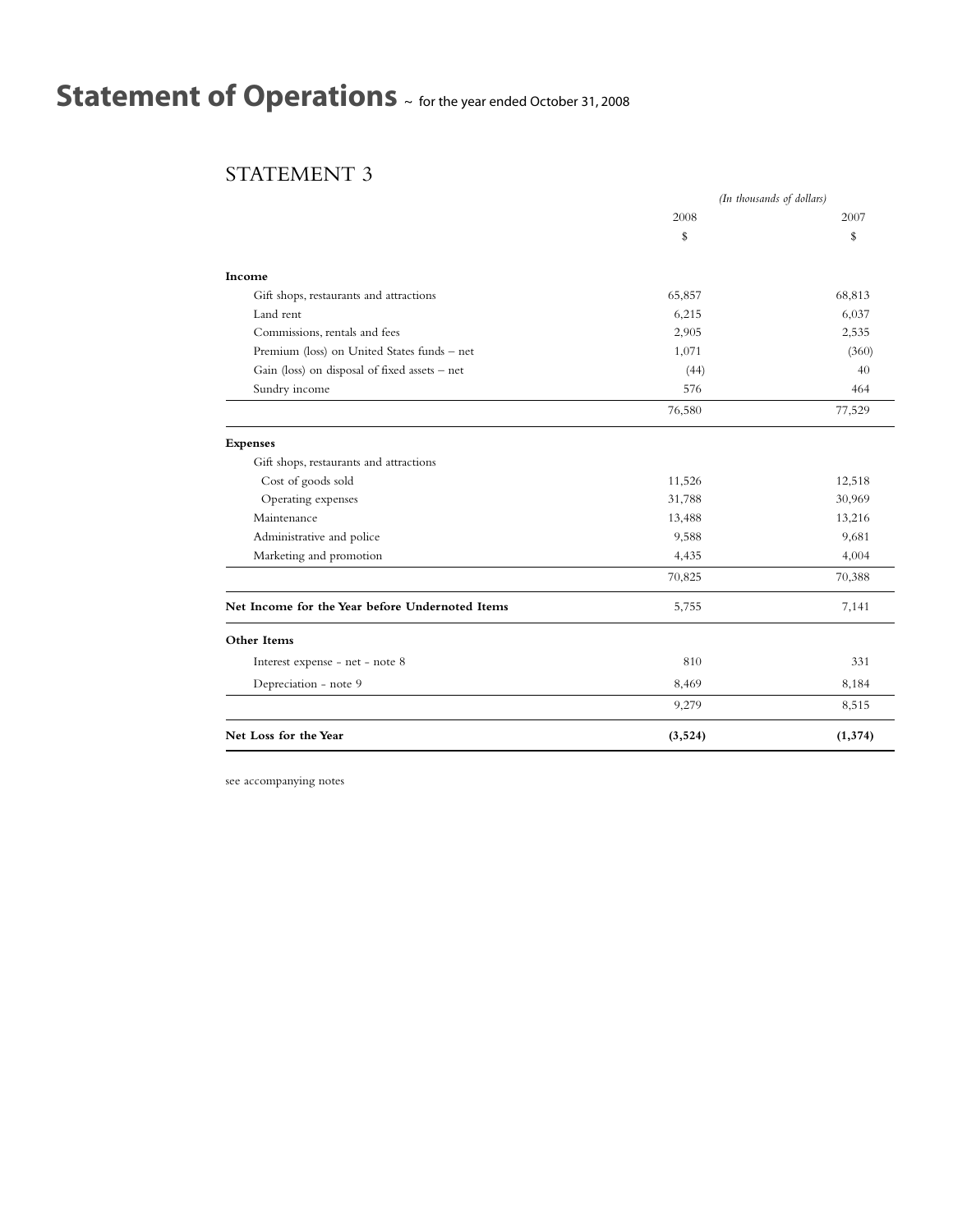# Statement of Operations ~ for the year ended October 31, 2008

## STATEMENT 3

| | *(In thousands of dollars)* | |
|---|---|---|
| | 2008 | 2007 |
| | $ | $ |
| **Income** | | |
| Gift shops, restaurants and attractions | 65,857 | 68,813 |
| Land rent | 6,215 | 6,037 |
| Commissions, rentals and fees | 2,905 | 2,535 |
| Premium (loss) on United States funds – net | 1,071 | (360) |
| Gain (loss) on disposal of fixed assets – net | (44) | 40 |
| Sundry income | 576 | 464 |
| | 76,580 | 77,529 |
| **Expenses** | | |
| Gift shops, restaurants and attractions | | |
| Cost of goods sold | 11,526 | 12,518 |
| Operating expenses | 31,788 | 30,969 |
| Maintenance | 13,488 | 13,216 |
| Administrative and police | 9,588 | 9,681 |
| Marketing and promotion | 4,435 | 4,004 |
| | 70,825 | 70,388 |
| **Net Income for the Year before Undernoted Items** | 5,755 | 7,141 |
| **Other Items** | | |
| Interest expense - net - note 8 | 810 | 331 |
| Depreciation - note 9 | 8,469 | 8,184 |
| | 9,279 | 8,515 |
| **Net Loss for the Year** | **(3,524)** | **(1,374)** |

see accompanying notes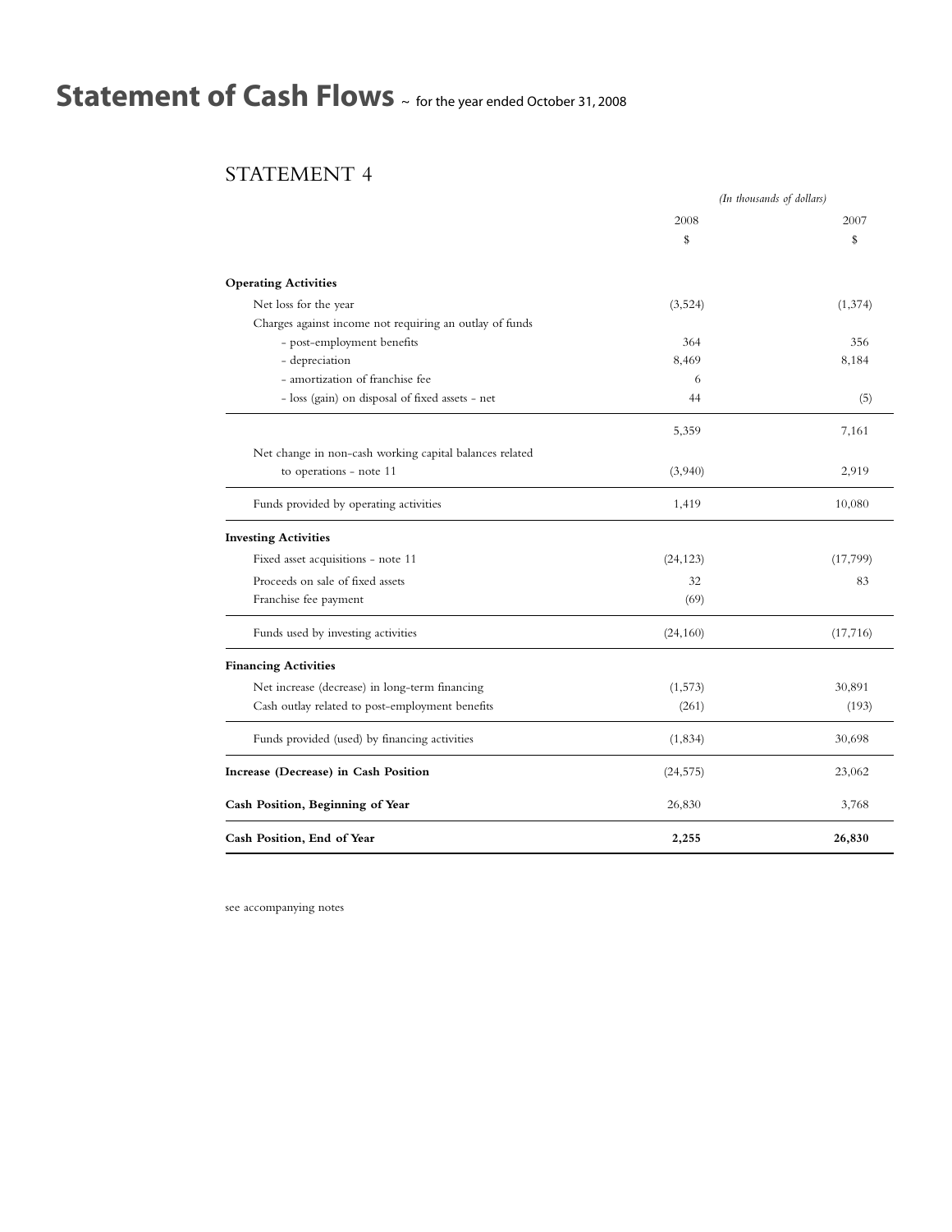# Statement of Cash Flows ~ for the year ended October 31, 2008

## STATEMENT 4

| | *(In thousands of dollars)* | |
|---|---|---|
| | 2008 | 2007 |
| | $ | $ |
| **Operating Activities** | | |
| Net loss for the year | (3,524) | (1,374) |
| Charges against income not requiring an outlay of funds | | |
| - post-employment benefits | 364 | 356 |
| - depreciation | 8,469 | 8,184 |
| - amortization of franchise fee | 6 | |
| - loss (gain) on disposal of fixed assets - net | 44 | (5) |
| | 5,359 | 7,161 |
| Net change in non-cash working capital balances related to operations - note 11 | (3,940) | 2,919 |
| Funds provided by operating activities | 1,419 | 10,080 |
| **Investing Activities** | | |
| Fixed asset acquisitions - note 11 | (24,123) | (17,799) |
| Proceeds on sale of fixed assets | 32 | 83 |
| Franchise fee payment | (69) | |
| Funds used by investing activities | (24,160) | (17,716) |
| **Financing Activities** | | |
| Net increase (decrease) in long-term financing | (1,573) | 30,891 |
| Cash outlay related to post-employment benefits | (261) | (193) |
| Funds provided (used) by financing activities | (1,834) | 30,698 |
| **Increase (Decrease) in Cash Position** | (24,575) | 23,062 |
| **Cash Position, Beginning of Year** | 26,830 | 3,768 |
| **Cash Position, End of Year** | **2,255** | **26,830** |

see accompanying notes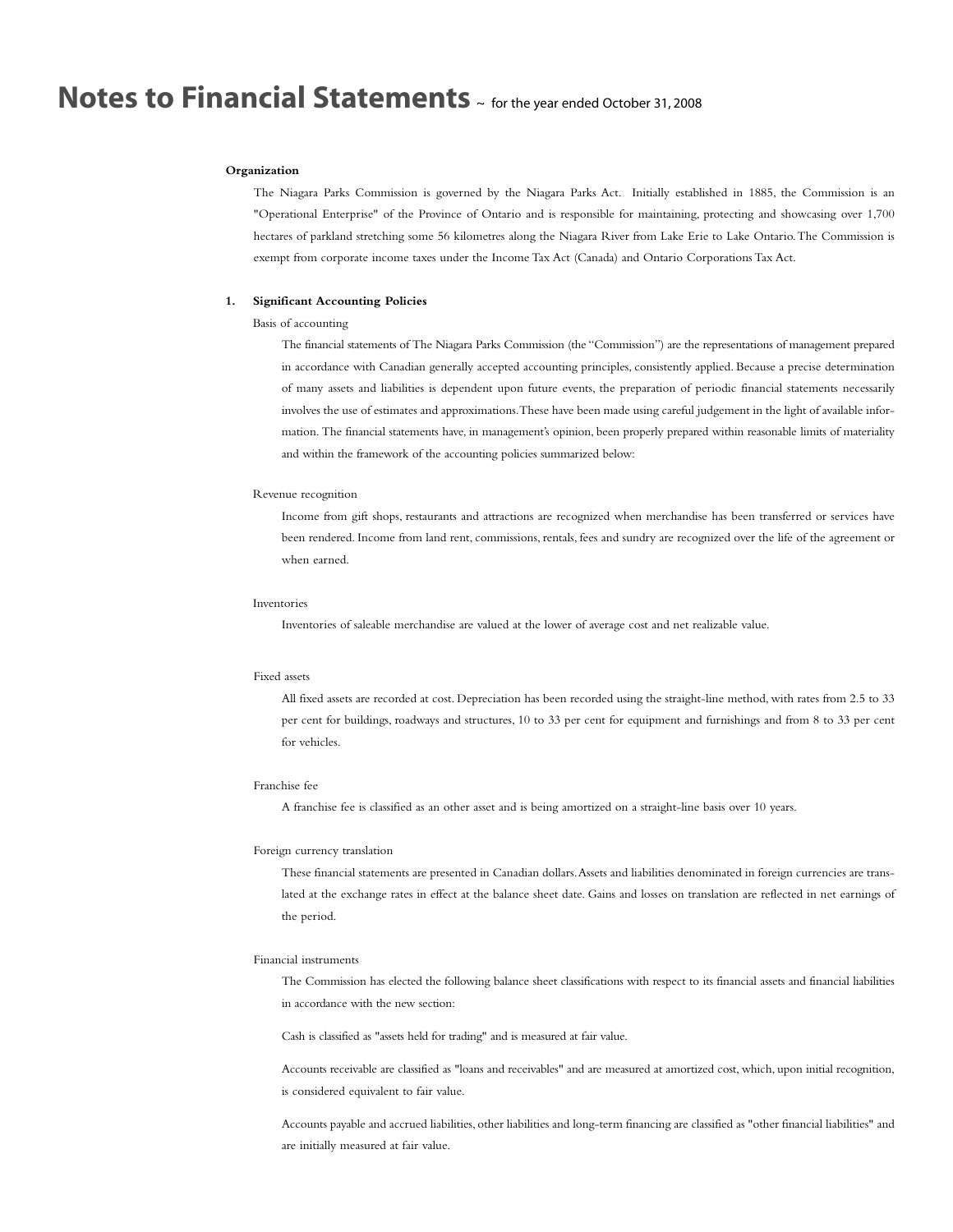# Notes to Financial Statements ~ for the year ended October 31, 2008

**Organization**

The Niagara Parks Commission is governed by the Niagara Parks Act. Initially established in 1885, the Commission is an "Operational Enterprise" of the Province of Ontario and is responsible for maintaining, protecting and showcasing over 1,700 hectares of parkland stretching some 56 kilometres along the Niagara River from Lake Erie to Lake Ontario. The Commission is exempt from corporate income taxes under the Income Tax Act (Canada) and Ontario Corporations Tax Act.

**1. Significant Accounting Policies**

Basis of accounting

The financial statements of The Niagara Parks Commission (the "Commission") are the representations of management prepared in accordance with Canadian generally accepted accounting principles, consistently applied. Because a precise determination of many assets and liabilities is dependent upon future events, the preparation of periodic financial statements necessarily involves the use of estimates and approximations. These have been made using careful judgement in the light of available information. The financial statements have, in management's opinion, been properly prepared within reasonable limits of materiality and within the framework of the accounting policies summarized below:

Revenue recognition

Income from gift shops, restaurants and attractions are recognized when merchandise has been transferred or services have been rendered. Income from land rent, commissions, rentals, fees and sundry are recognized over the life of the agreement or when earned.

Inventories

Inventories of saleable merchandise are valued at the lower of average cost and net realizable value.

Fixed assets

All fixed assets are recorded at cost. Depreciation has been recorded using the straight-line method, with rates from 2.5 to 33 per cent for buildings, roadways and structures, 10 to 33 per cent for equipment and furnishings and from 8 to 33 per cent for vehicles.

Franchise fee

A franchise fee is classified as an other asset and is being amortized on a straight-line basis over 10 years.

Foreign currency translation

These financial statements are presented in Canadian dollars. Assets and liabilities denominated in foreign currencies are translated at the exchange rates in effect at the balance sheet date. Gains and losses on translation are reflected in net earnings of the period.

Financial instruments

The Commission has elected the following balance sheet classifications with respect to its financial assets and financial liabilities in accordance with the new section:

Cash is classified as "assets held for trading" and is measured at fair value.

Accounts receivable are classified as "loans and receivables" and are measured at amortized cost, which, upon initial recognition, is considered equivalent to fair value.

Accounts payable and accrued liabilities, other liabilities and long-term financing are classified as "other financial liabilities" and are initially measured at fair value.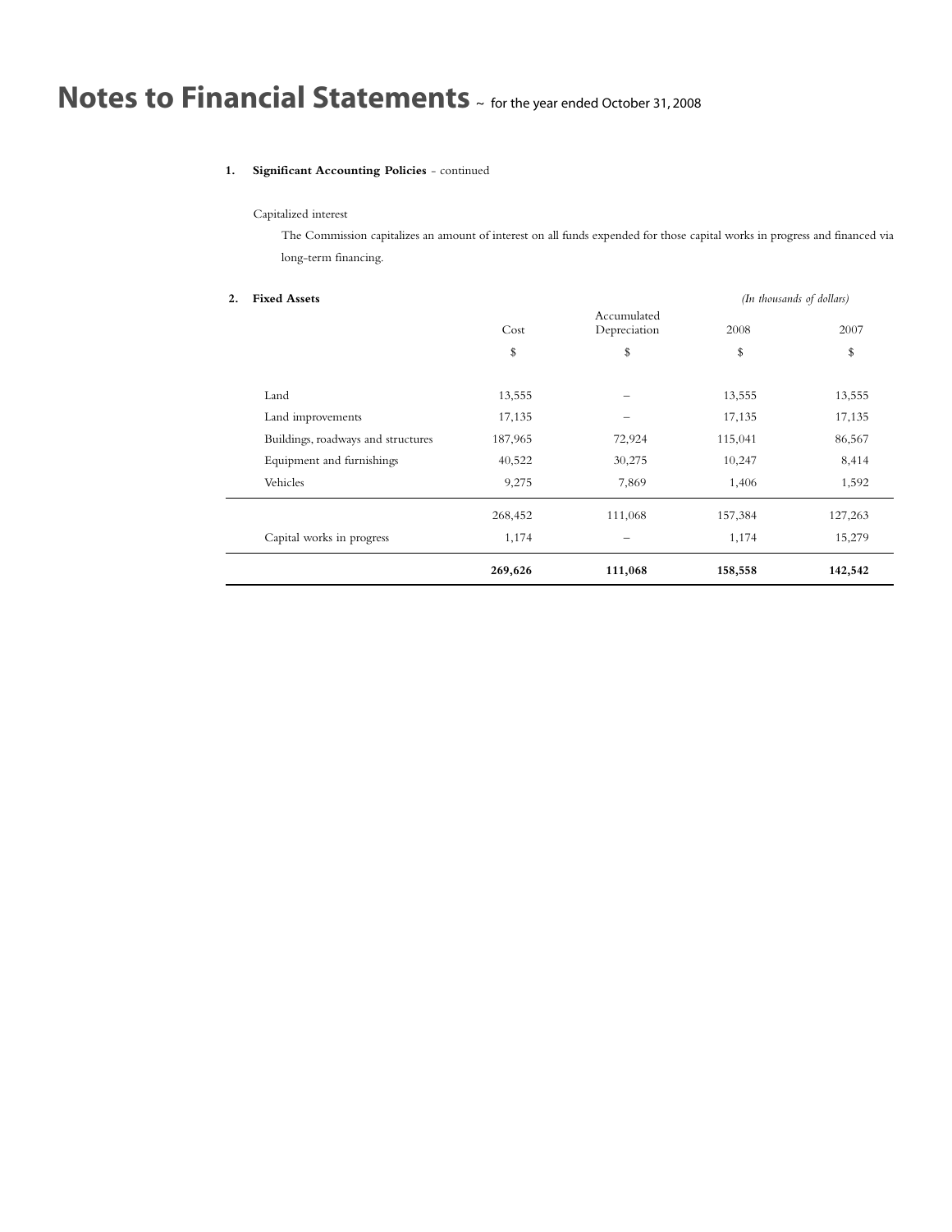# Notes to Financial Statements ~ for the year ended October 31, 2008

**1. Significant Accounting Policies** - continued

Capitalized interest

The Commission capitalizes an amount of interest on all funds expended for those capital works in progress and financed via long-term financing.

**2. Fixed Assets**

*(In thousands of dollars)*

| | Cost | Accumulated Depreciation | 2008 | 2007 |
|---|---|---|---|---|
| | $ | $ | $ | $ |
| Land | 13,555 | – | 13,555 | 13,555 |
| Land improvements | 17,135 | – | 17,135 | 17,135 |
| Buildings, roadways and structures | 187,965 | 72,924 | 115,041 | 86,567 |
| Equipment and furnishings | 40,522 | 30,275 | 10,247 | 8,414 |
| Vehicles | 9,275 | 7,869 | 1,406 | 1,592 |
| | 268,452 | 111,068 | 157,384 | 127,263 |
| Capital works in progress | 1,174 | – | 1,174 | 15,279 |
| | **269,626** | **111,068** | **158,558** | **142,542** |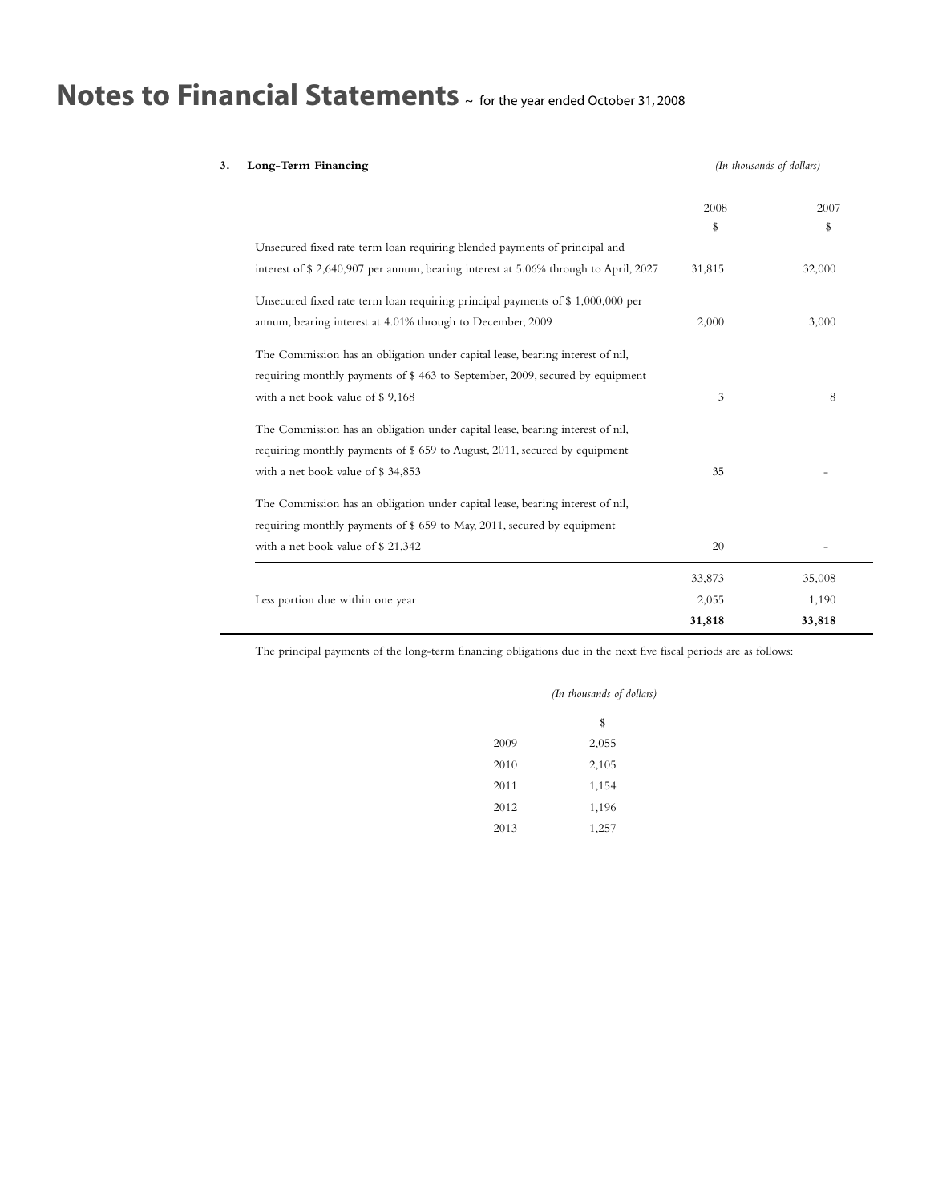# Notes to Financial Statements ~ for the year ended October 31, 2008

**3. Long-Term Financing** *(In thousands of dollars)*

| | 2008 | 2007 |
|---|---|---|
| | $ | $ |
| Unsecured fixed rate term loan requiring blended payments of principal and interest of $ 2,640,907 per annum, bearing interest at 5.06% through to April, 2027 | 31,815 | 32,000 |
| Unsecured fixed rate term loan requiring principal payments of $ 1,000,000 per annum, bearing interest at 4.01% through to December, 2009 | 2,000 | 3,000 |
| The Commission has an obligation under capital lease, bearing interest of nil, requiring monthly payments of $ 463 to September, 2009, secured by equipment with a net book value of $ 9,168 | 3 | 8 |
| The Commission has an obligation under capital lease, bearing interest of nil, requiring monthly payments of $ 659 to August, 2011, secured by equipment with a net book value of $ 34,853 | 35 | - |
| The Commission has an obligation under capital lease, bearing interest of nil, requiring monthly payments of $ 659 to May, 2011, secured by equipment with a net book value of $ 21,342 | 20 | - |
| | 33,873 | 35,008 |
| Less portion due within one year | 2,055 | 1,190 |
| | **31,818** | **33,818** |

The principal payments of the long-term financing obligations due in the next five fiscal periods are as follows:

*(In thousands of dollars)*

| | $ |
|---|---|
| 2009 | 2,055 |
| 2010 | 2,105 |
| 2011 | 1,154 |
| 2012 | 1,196 |
| 2013 | 1,257 |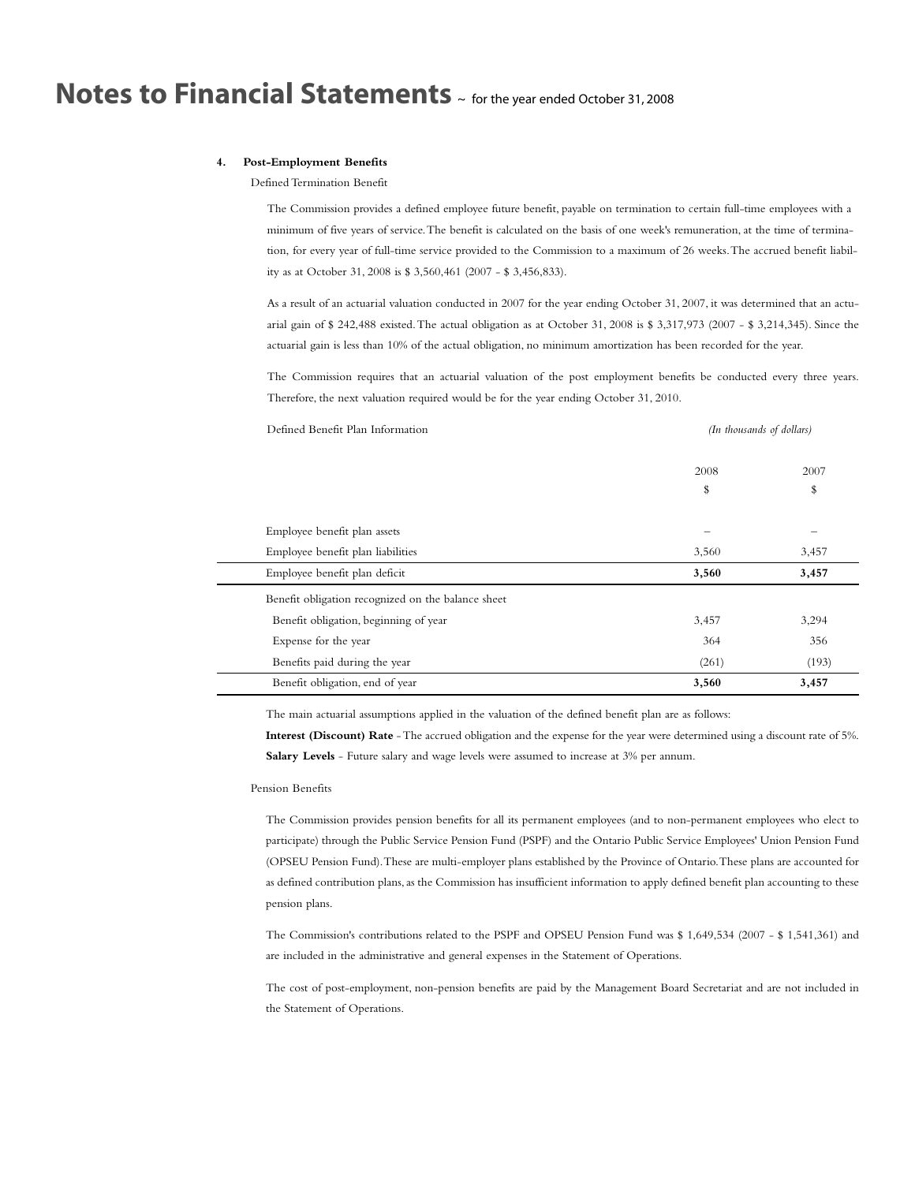# Notes to Financial Statements ~ for the year ended October 31, 2008

**4. Post-Employment Benefits**

Defined Termination Benefit

The Commission provides a defined employee future benefit, payable on termination to certain full-time employees with a minimum of five years of service. The benefit is calculated on the basis of one week's remuneration, at the time of termination, for every year of full-time service provided to the Commission to a maximum of 26 weeks. The accrued benefit liability as at October 31, 2008 is $ 3,560,461 (2007 - $ 3,456,833).

As a result of an actuarial valuation conducted in 2007 for the year ending October 31, 2007, it was determined that an actuarial gain of $ 242,488 existed. The actual obligation as at October 31, 2008 is $ 3,317,973 (2007 - $ 3,214,345). Since the actuarial gain is less than 10% of the actual obligation, no minimum amortization has been recorded for the year.

The Commission requires that an actuarial valuation of the post employment benefits be conducted every three years. Therefore, the next valuation required would be for the year ending October 31, 2010.

| Defined Benefit Plan Information | *(In thousands of dollars)* | |
|---|---|---|
| | 2008 | 2007 |
| | $ | $ |
| Employee benefit plan assets | – | – |
| Employee benefit plan liabilities | 3,560 | 3,457 |
| Employee benefit plan deficit | **3,560** | **3,457** |
| Benefit obligation recognized on the balance sheet | | |
| Benefit obligation, beginning of year | 3,457 | 3,294 |
| Expense for the year | 364 | 356 |
| Benefits paid during the year | (261) | (193) |
| Benefit obligation, end of year | **3,560** | **3,457** |

The main actuarial assumptions applied in the valuation of the defined benefit plan are as follows:

**Interest (Discount) Rate** - The accrued obligation and the expense for the year were determined using a discount rate of 5%.

**Salary Levels** - Future salary and wage levels were assumed to increase at 3% per annum.

Pension Benefits

The Commission provides pension benefits for all its permanent employees (and to non-permanent employees who elect to participate) through the Public Service Pension Fund (PSPF) and the Ontario Public Service Employees' Union Pension Fund (OPSEU Pension Fund). These are multi-employer plans established by the Province of Ontario. These plans are accounted for as defined contribution plans, as the Commission has insufficient information to apply defined benefit plan accounting to these pension plans.

The Commission's contributions related to the PSPF and OPSEU Pension Fund was $ 1,649,534 (2007 - $ 1,541,361) and are included in the administrative and general expenses in the Statement of Operations.

The cost of post-employment, non-pension benefits are paid by the Management Board Secretariat and are not included in the Statement of Operations.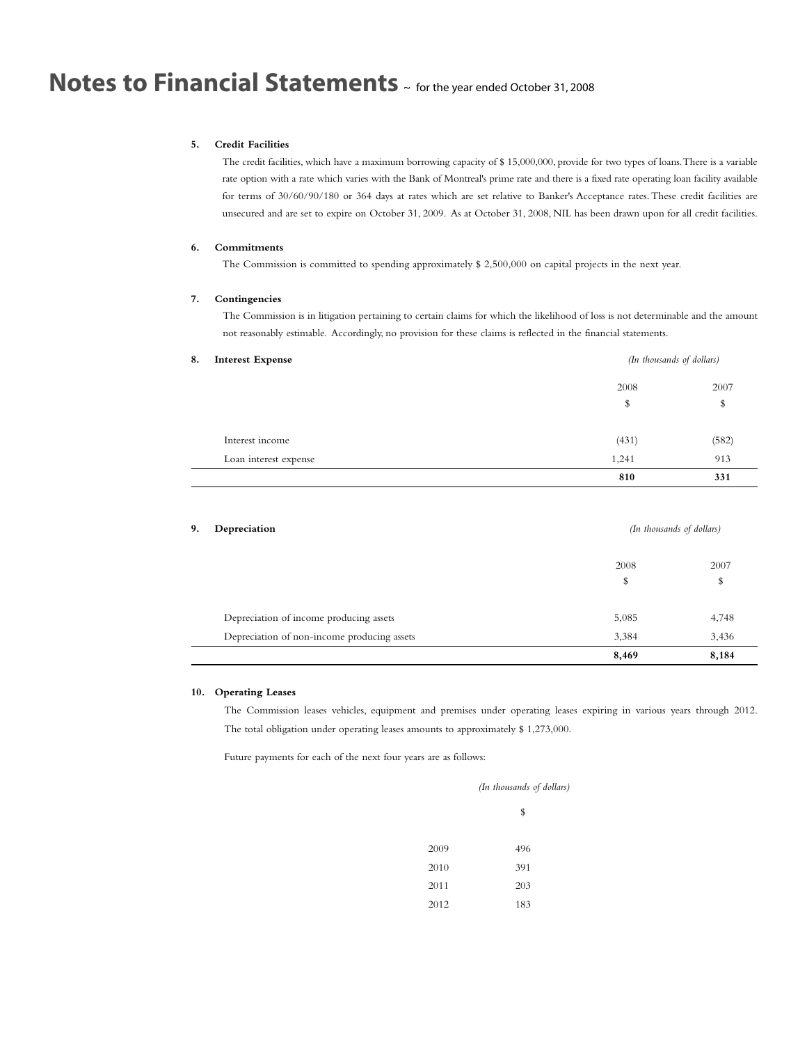# Notes to Financial Statements ~ for the year ended October 31, 2008

**5. Credit Facilities**

The credit facilities, which have a maximum borrowing capacity of $ 15,000,000, provide for two types of loans. There is a variable rate option with a rate which varies with the Bank of Montreal's prime rate and there is a fixed rate operating loan facility available for terms of 30/60/90/180 or 364 days at rates which are set relative to Banker's Acceptance rates. These credit facilities are unsecured and are set to expire on October 31, 2009. As at October 31, 2008, NIL has been drawn upon for all credit facilities.

**6. Commitments**

The Commission is committed to spending approximately $ 2,500,000 on capital projects in the next year.

**7. Contingencies**

The Commission is in litigation pertaining to certain claims for which the likelihood of loss is not determinable and the amount not reasonably estimable. Accordingly, no provision for these claims is reflected in the financial statements.

**8. Interest Expense**

*(In thousands of dollars)*

| | 2008 | 2007 |
|---|---|---|
| | $ | $ |
| Interest income | (431) | (582) |
| Loan interest expense | 1,241 | 913 |
| | **810** | **331** |

**9. Depreciation**

*(In thousands of dollars)*

| | 2008 | 2007 |
|---|---|---|
| | $ | $ |
| Depreciation of income producing assets | 5,085 | 4,748 |
| Depreciation of non-income producing assets | 3,384 | 3,436 |
| | **8,469** | **8,184** |

**10. Operating Leases**

The Commission leases vehicles, equipment and premises under operating leases expiring in various years through 2012. The total obligation under operating leases amounts to approximately $ 1,273,000.

Future payments for each of the next four years are as follows:

*(In thousands of dollars)*

| | $ |
|---|---|
| 2009 | 496 |
| 2010 | 391 |
| 2011 | 203 |
| 2012 | 183 |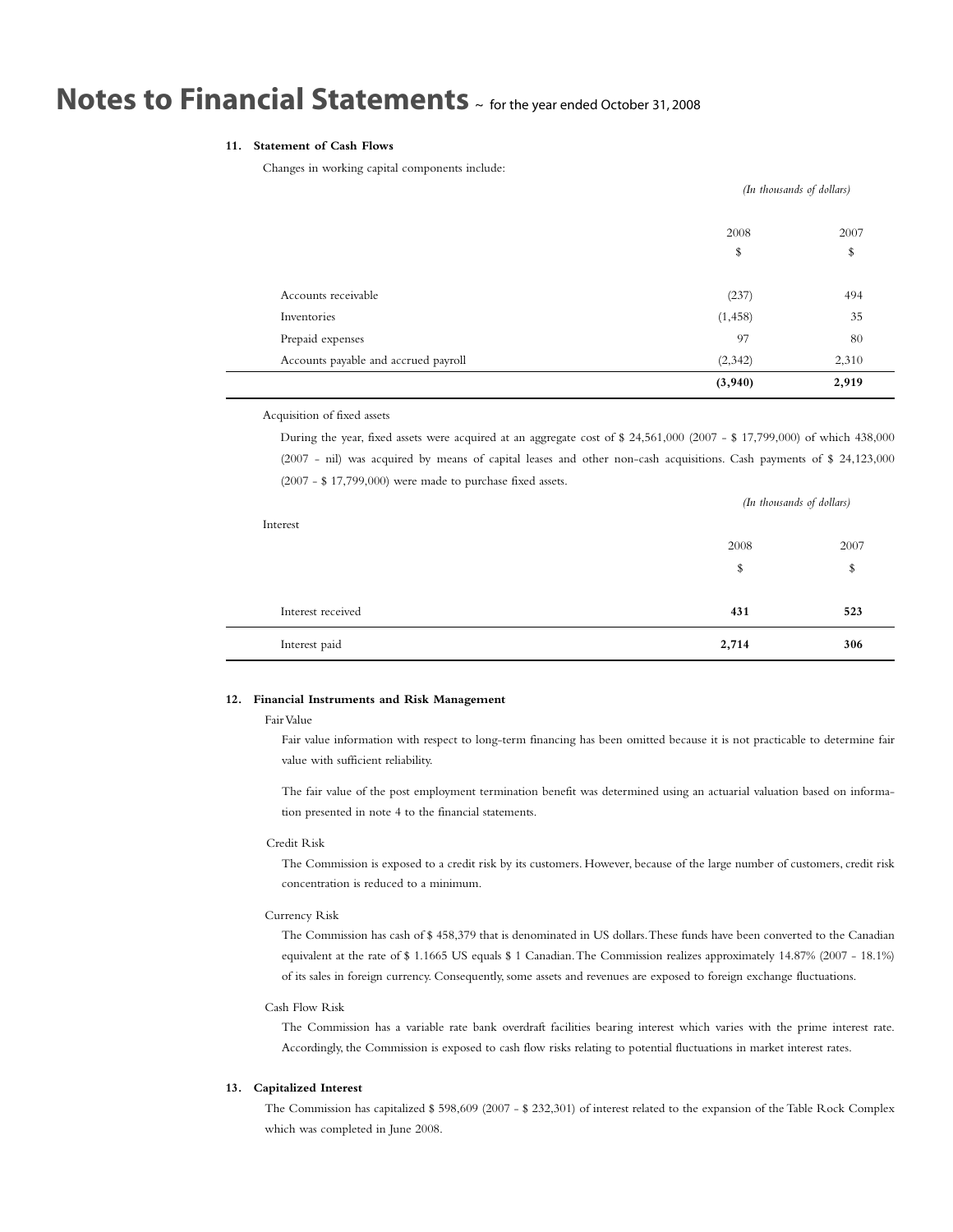# Notes to Financial Statements ~ for the year ended October 31, 2008

## 11. Statement of Cash Flows

Changes in working capital components include:

| | *(In thousands of dollars)* | |
|---|---|---|
| | 2008 | 2007 |
| | $ | $ |
| Accounts receivable | (237) | 494 |
| Inventories | (1,458) | 35 |
| Prepaid expenses | 97 | 80 |
| Accounts payable and accrued payroll | (2,342) | 2,310 |
| | **(3,940)** | **2,919** |

Acquisition of fixed assets

During the year, fixed assets were acquired at an aggregate cost of $ 24,561,000 (2007 - $ 17,799,000) of which 438,000 (2007 - nil) was acquired by means of capital leases and other non-cash acquisitions. Cash payments of $ 24,123,000 (2007 - $ 17,799,000) were made to purchase fixed assets.

Interest

| | *(In thousands of dollars)* | |
|---|---|---|
| | 2008 | 2007 |
| | $ | $ |
| Interest received | **431** | **523** |
| Interest paid | **2,714** | **306** |

## 12. Financial Instruments and Risk Management

Fair Value

Fair value information with respect to long-term financing has been omitted because it is not practicable to determine fair value with sufficient reliability.

The fair value of the post employment termination benefit was determined using an actuarial valuation based on information presented in note 4 to the financial statements.

Credit Risk

The Commission is exposed to a credit risk by its customers. However, because of the large number of customers, credit risk concentration is reduced to a minimum.

Currency Risk

The Commission has cash of $ 458,379 that is denominated in US dollars. These funds have been converted to the Canadian equivalent at the rate of $ 1.1665 US equals $ 1 Canadian. The Commission realizes approximately 14.87% (2007 - 18.1%) of its sales in foreign currency. Consequently, some assets and revenues are exposed to foreign exchange fluctuations.

Cash Flow Risk

The Commission has a variable rate bank overdraft facilities bearing interest which varies with the prime interest rate. Accordingly, the Commission is exposed to cash flow risks relating to potential fluctuations in market interest rates.

## 13. Capitalized Interest

The Commission has capitalized $ 598,609 (2007 - $ 232,301) of interest related to the expansion of the Table Rock Complex which was completed in June 2008.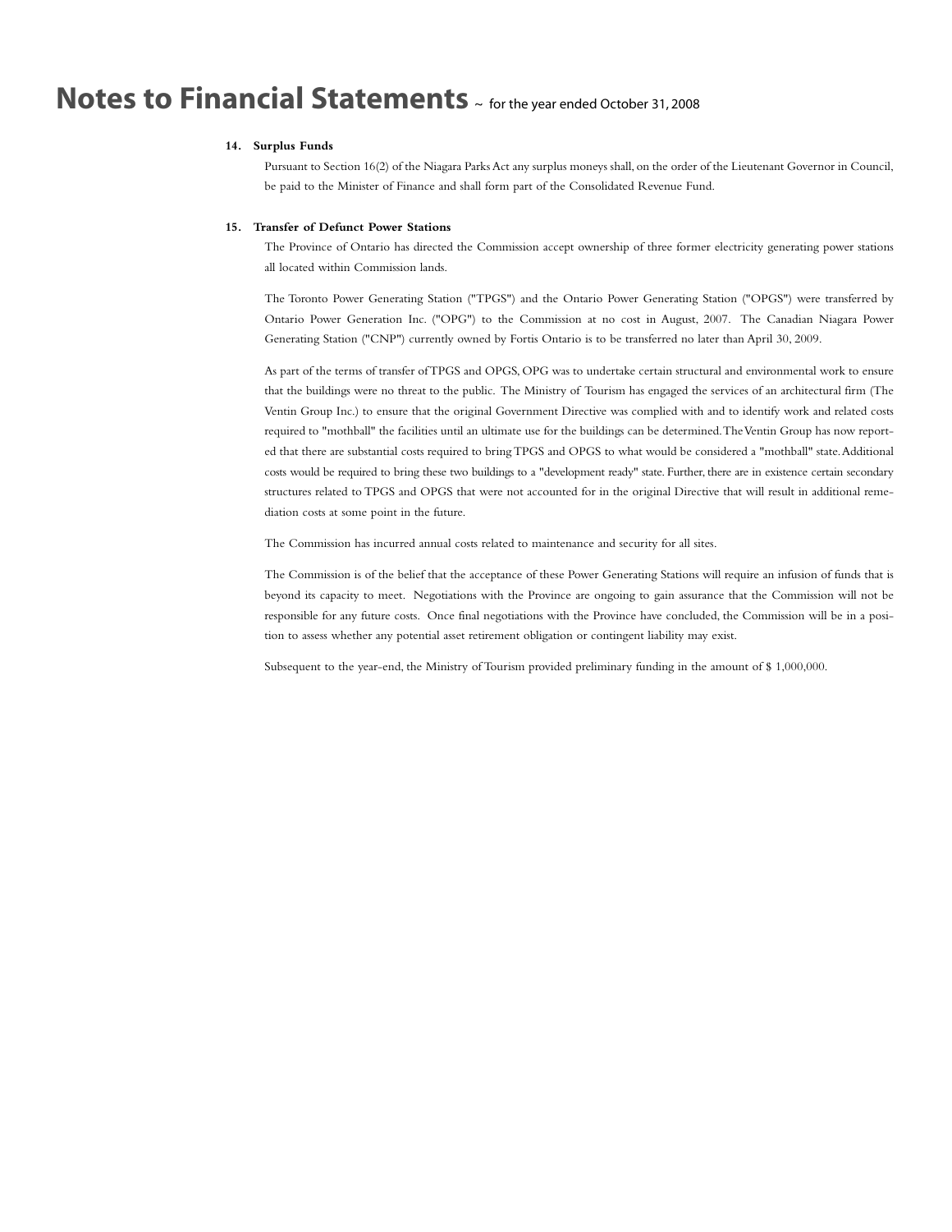# Notes to Financial Statements ~ for the year ended October 31, 2008

**14. Surplus Funds**

Pursuant to Section 16(2) of the Niagara Parks Act any surplus moneys shall, on the order of the Lieutenant Governor in Council, be paid to the Minister of Finance and shall form part of the Consolidated Revenue Fund.

**15. Transfer of Defunct Power Stations**

The Province of Ontario has directed the Commission accept ownership of three former electricity generating power stations all located within Commission lands.

The Toronto Power Generating Station ("TPGS") and the Ontario Power Generating Station ("OPGS") were transferred by Ontario Power Generation Inc. ("OPG") to the Commission at no cost in August, 2007. The Canadian Niagara Power Generating Station ("CNP") currently owned by Fortis Ontario is to be transferred no later than April 30, 2009.

As part of the terms of transfer of TPGS and OPGS, OPG was to undertake certain structural and environmental work to ensure that the buildings were no threat to the public. The Ministry of Tourism has engaged the services of an architectural firm (The Ventin Group Inc.) to ensure that the original Government Directive was complied with and to identify work and related costs required to "mothball" the facilities until an ultimate use for the buildings can be determined. The Ventin Group has now reported that there are substantial costs required to bring TPGS and OPGS to what would be considered a "mothball" state. Additional costs would be required to bring these two buildings to a "development ready" state. Further, there are in existence certain secondary structures related to TPGS and OPGS that were not accounted for in the original Directive that will result in additional remediation costs at some point in the future.

The Commission has incurred annual costs related to maintenance and security for all sites.

The Commission is of the belief that the acceptance of these Power Generating Stations will require an infusion of funds that is beyond its capacity to meet. Negotiations with the Province are ongoing to gain assurance that the Commission will not be responsible for any future costs. Once final negotiations with the Province have concluded, the Commission will be in a position to assess whether any potential asset retirement obligation or contingent liability may exist.

Subsequent to the year-end, the Ministry of Tourism provided preliminary funding in the amount of $ 1,000,000.